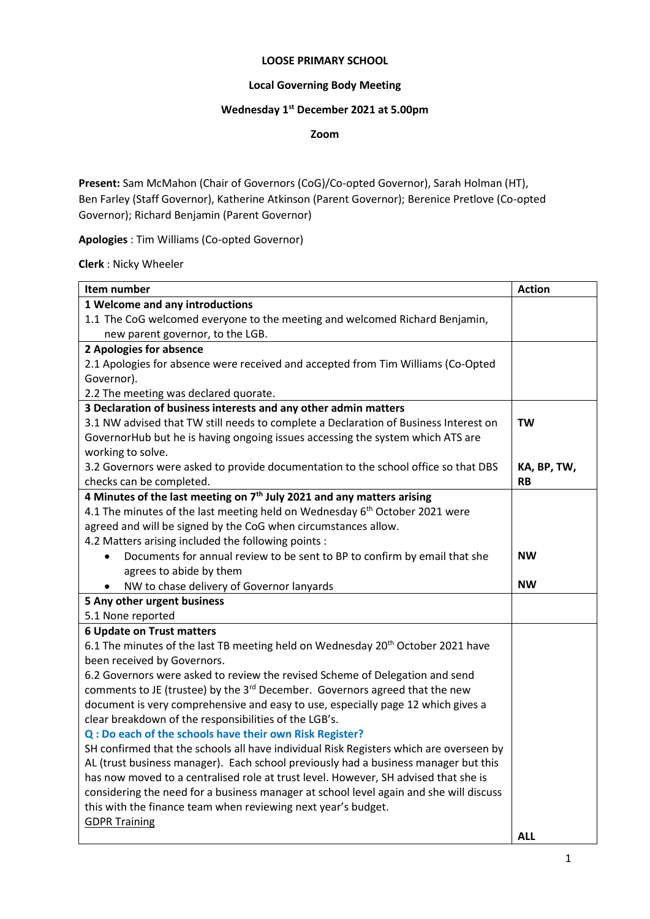**LOOSE PRIMARY SCHOOL**

**Local Governing Body Meeting**

**Wednesday 1st December 2021 at 5.00pm**

**Zoom**

**Present:** Sam McMahon (Chair of Governors (CoG)/Co-opted Governor), Sarah Holman (HT), Ben Farley (Staff Governor), Katherine Atkinson (Parent Governor); Berenice Pretlove (Co-opted Governor); Richard Benjamin (Parent Governor)

**Apologies** : Tim Williams (Co-opted Governor)

**Clerk** : Nicky Wheeler

| Item number | Action |
|---|---|
| **1 Welcome and any introductions**<br>1.1 The CoG welcomed everyone to the meeting and welcomed Richard Benjamin, new parent governor, to the LGB. | |
| **2 Apologies for absence**<br>2.1 Apologies for absence were received and accepted from Tim Williams (Co-Opted Governor).<br>2.2 The meeting was declared quorate. | |
| **3 Declaration of business interests and any other admin matters**<br>3.1 NW advised that TW still needs to complete a Declaration of Business Interest on GovernorHub but he is having ongoing issues accessing the system which ATS are working to solve.<br>3.2 Governors were asked to provide documentation to the school office so that DBS checks can be completed. | **TW**<br><br>**KA, BP, TW, RB** |
| **4 Minutes of the last meeting on 7th July 2021 and any matters arising**<br>4.1 The minutes of the last meeting held on Wednesday 6th October 2021 were agreed and will be signed by the CoG when circumstances allow.<br>4.2 Matters arising included the following points :<br>• Documents for annual review to be sent to BP to confirm by email that she agrees to abide by them<br>• NW to chase delivery of Governor lanyards | <br><br><br>**NW**<br><br>**NW** |
| **5 Any other urgent business**<br>5.1 None reported | |
| **6 Update on Trust matters**<br>6.1 The minutes of the last TB meeting held on Wednesday 20th October 2021 have been received by Governors.<br>6.2 Governors were asked to review the revised Scheme of Delegation and send comments to JE (trustee) by the 3rd December. Governors agreed that the new document is very comprehensive and easy to use, especially page 12 which gives a clear breakdown of the responsibilities of the LGB's.<br>**Q : Do each of the schools have their own Risk Register?**<br>SH confirmed that the schools all have individual Risk Registers which are overseen by AL (trust business manager). Each school previously had a business manager but this has now moved to a centralised role at trust level. However, SH advised that she is considering the need for a business manager at school level again and she will discuss this with the finance team when reviewing next year's budget.<br>GDPR Training | <br><br><br><br><br><br><br><br><br><br><br><br><br><br>**ALL** |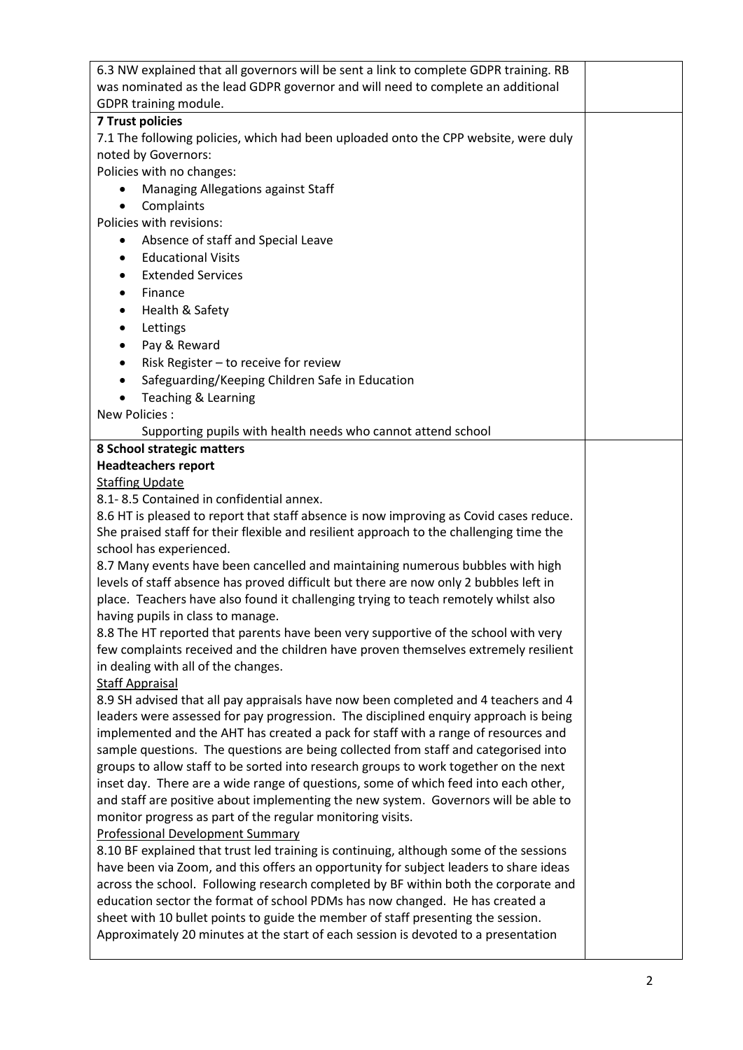6.3 NW explained that all governors will be sent a link to complete GDPR training. RB was nominated as the lead GDPR governor and will need to complete an additional GDPR training module.

**7 Trust policies**

7.1 The following policies, which had been uploaded onto the CPP website, were duly noted by Governors:

Policies with no changes:

- Managing Allegations against Staff
- Complaints

Policies with revisions:

- Absence of staff and Special Leave
- Educational Visits
- Extended Services
- Finance
- Health & Safety
- Lettings
- Pay & Reward
- Risk Register – to receive for review
- Safeguarding/Keeping Children Safe in Education
- Teaching & Learning

New Policies :

Supporting pupils with health needs who cannot attend school

**8 School strategic matters**

**Headteachers report**

Staffing Update

8.1- 8.5 Contained in confidential annex.

8.6 HT is pleased to report that staff absence is now improving as Covid cases reduce. She praised staff for their flexible and resilient approach to the challenging time the school has experienced.

8.7 Many events have been cancelled and maintaining numerous bubbles with high levels of staff absence has proved difficult but there are now only 2 bubbles left in place. Teachers have also found it challenging trying to teach remotely whilst also having pupils in class to manage.

8.8 The HT reported that parents have been very supportive of the school with very few complaints received and the children have proven themselves extremely resilient in dealing with all of the changes.

Staff Appraisal

8.9 SH advised that all pay appraisals have now been completed and 4 teachers and 4 leaders were assessed for pay progression. The disciplined enquiry approach is being implemented and the AHT has created a pack for staff with a range of resources and sample questions. The questions are being collected from staff and categorised into groups to allow staff to be sorted into research groups to work together on the next inset day. There are a wide range of questions, some of which feed into each other, and staff are positive about implementing the new system. Governors will be able to monitor progress as part of the regular monitoring visits.

Professional Development Summary

8.10 BF explained that trust led training is continuing, although some of the sessions have been via Zoom, and this offers an opportunity for subject leaders to share ideas across the school. Following research completed by BF within both the corporate and education sector the format of school PDMs has now changed. He has created a sheet with 10 bullet points to guide the member of staff presenting the session. Approximately 20 minutes at the start of each session is devoted to a presentation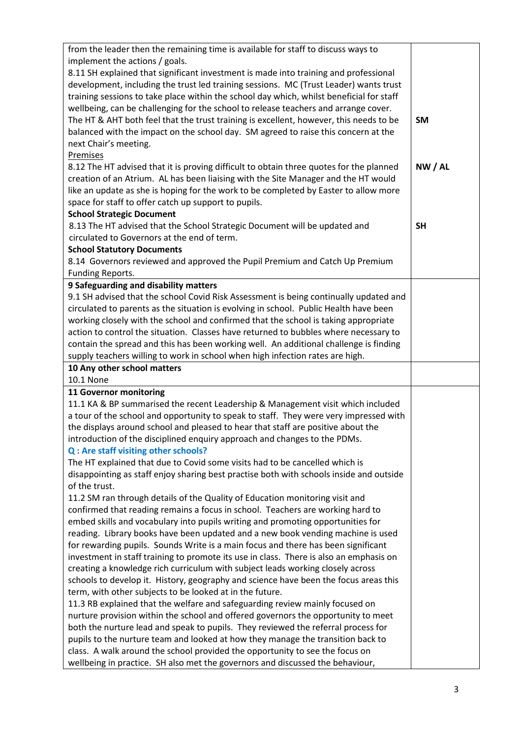| | |
|---|---|
| from the leader then the remaining time is available for staff to discuss ways to implement the actions / goals.<br>8.11 SH explained that significant investment is made into training and professional development, including the trust led training sessions. MC (Trust Leader) wants trust training sessions to take place within the school day which, whilst beneficial for staff wellbeing, can be challenging for the school to release teachers and arrange cover. The HT & AHT both feel that the trust training is excellent, however, this needs to be balanced with the impact on the school day. SM agreed to raise this concern at the next Chair's meeting. | **SM** |
| <u>Premises</u><br>8.12 The HT advised that it is proving difficult to obtain three quotes for the planned creation of an Atrium. AL has been liaising with the Site Manager and the HT would like an update as she is hoping for the work to be completed by Easter to allow more space for staff to offer catch up support to pupils. | **NW / AL** |
| **School Strategic Document**<br>8.13 The HT advised that the School Strategic Document will be updated and circulated to Governors at the end of term. | **SH** |
| **School Statutory Documents**<br>8.14 Governors reviewed and approved the Pupil Premium and Catch Up Premium Funding Reports. | |
| **9 Safeguarding and disability matters**<br>9.1 SH advised that the school Covid Risk Assessment is being continually updated and circulated to parents as the situation is evolving in school. Public Health have been working closely with the school and confirmed that the school is taking appropriate action to control the situation. Classes have returned to bubbles where necessary to contain the spread and this has been working well. An additional challenge is finding supply teachers willing to work in school when high infection rates are high. | |
| **10 Any other school matters**<br>10.1 None | |
| **11 Governor monitoring**<br>11.1 KA & BP summarised the recent Leadership & Management visit which included a tour of the school and opportunity to speak to staff. They were very impressed with the displays around school and pleased to hear that staff are positive about the introduction of the disciplined enquiry approach and changes to the PDMs.<br>**Q : Are staff visiting other schools?**<br>The HT explained that due to Covid some visits had to be cancelled which is disappointing as staff enjoy sharing best practise both with schools inside and outside of the trust.<br>11.2 SM ran through details of the Quality of Education monitoring visit and confirmed that reading remains a focus in school. Teachers are working hard to embed skills and vocabulary into pupils writing and promoting opportunities for reading. Library books have been updated and a new book vending machine is used for rewarding pupils. Sounds Write is a main focus and there has been significant investment in staff training to promote its use in class. There is also an emphasis on creating a knowledge rich curriculum with subject leads working closely across schools to develop it. History, geography and science have been the focus areas this term, with other subjects to be looked at in the future.<br>11.3 RB explained that the welfare and safeguarding review mainly focused on nurture provision within the school and offered governors the opportunity to meet both the nurture lead and speak to pupils. They reviewed the referral process for pupils to the nurture team and looked at how they manage the transition back to class. A walk around the school provided the opportunity to see the focus on wellbeing in practice. SH also met the governors and discussed the behaviour, | |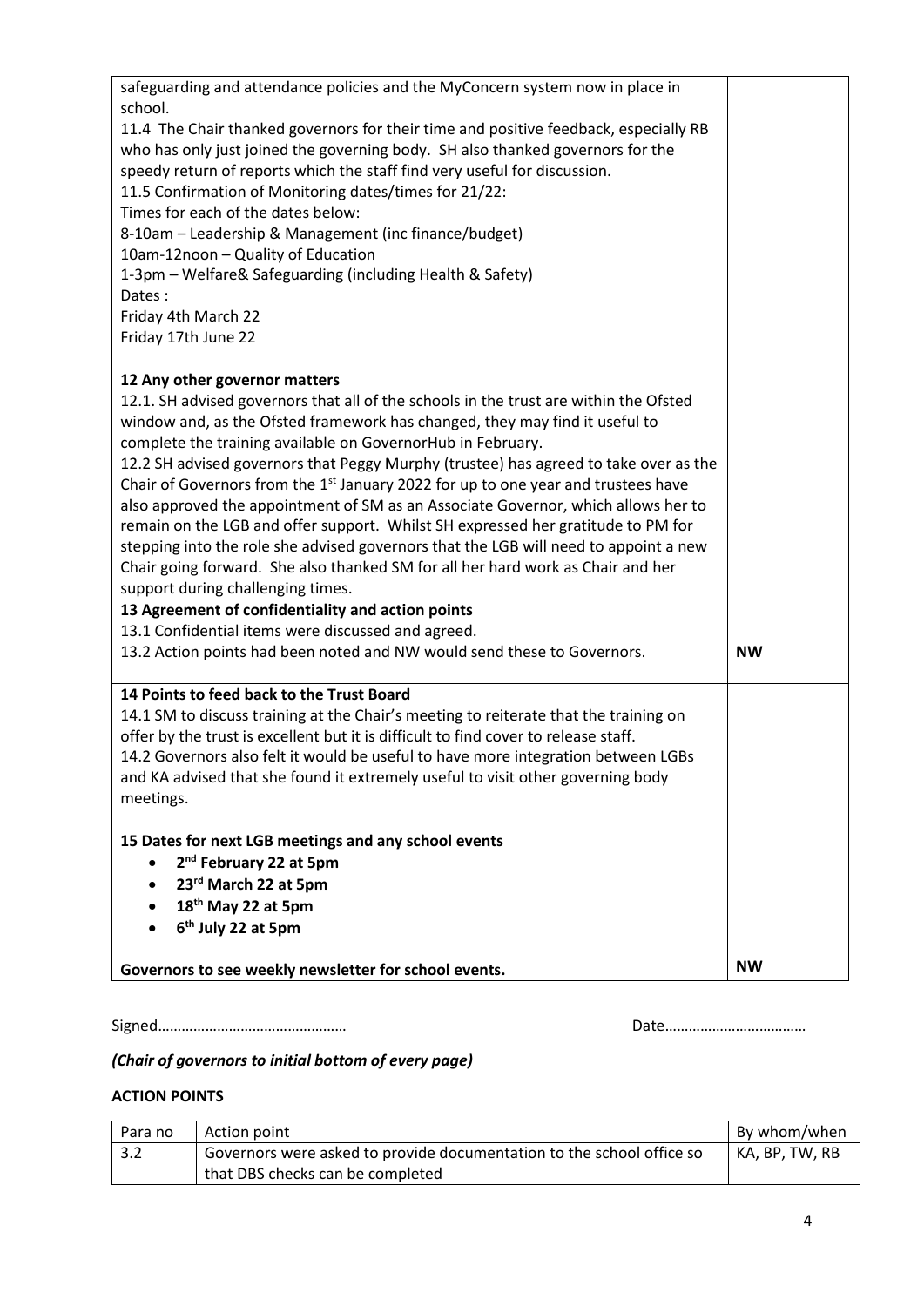| | |
|---|---|
| safeguarding and attendance policies and the MyConcern system now in place in school.<br>11.4 The Chair thanked governors for their time and positive feedback, especially RB who has only just joined the governing body. SH also thanked governors for the speedy return of reports which the staff find very useful for discussion.<br>11.5 Confirmation of Monitoring dates/times for 21/22:<br>Times for each of the dates below:<br>8-10am – Leadership & Management (inc finance/budget)<br>10am-12noon – Quality of Education<br>1-3pm – Welfare& Safeguarding (including Health & Safety)<br>Dates :<br>Friday 4th March 22<br>Friday 17th June 22 | |
| **12 Any other governor matters**<br>12.1. SH advised governors that all of the schools in the trust are within the Ofsted window and, as the Ofsted framework has changed, they may find it useful to complete the training available on GovernorHub in February.<br>12.2 SH advised governors that Peggy Murphy (trustee) has agreed to take over as the Chair of Governors from the 1st January 2022 for up to one year and trustees have also approved the appointment of SM as an Associate Governor, which allows her to remain on the LGB and offer support. Whilst SH expressed her gratitude to PM for stepping into the role she advised governors that the LGB will need to appoint a new Chair going forward. She also thanked SM for all her hard work as Chair and her support during challenging times. | |
| **13 Agreement of confidentiality and action points**<br>13.1 Confidential items were discussed and agreed.<br>13.2 Action points had been noted and NW would send these to Governors. | **NW** |
| **14 Points to feed back to the Trust Board**<br>14.1 SM to discuss training at the Chair's meeting to reiterate that the training on offer by the trust is excellent but it is difficult to find cover to release staff.<br>14.2 Governors also felt it would be useful to have more integration between LGBs and KA advised that she found it extremely useful to visit other governing body meetings. | |
| **15 Dates for next LGB meetings and any school events**<br>• **2nd February 22 at 5pm**<br>• **23rd March 22 at 5pm**<br>• **18th May 22 at 5pm**<br>• **6th July 22 at 5pm**<br><br>**Governors to see weekly newsletter for school events.** | **NW** |

Signed……………………………………… Date………………………………

***(Chair of governors to initial bottom of every page)***

**ACTION POINTS**

| Para no | Action point | By whom/when |
|---|---|---|
| 3.2 | Governors were asked to provide documentation to the school office so that DBS checks can be completed | KA, BP, TW, RB |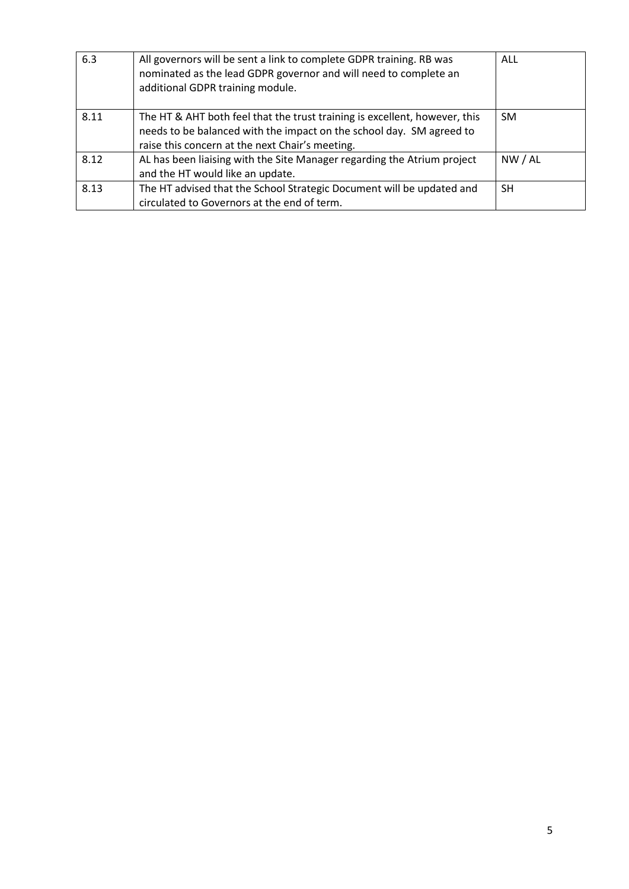| | | |
|---|---|---|
| 6.3 | All governors will be sent a link to complete GDPR training. RB was nominated as the lead GDPR governor and will need to complete an additional GDPR training module. | ALL |
| 8.11 | The HT & AHT both feel that the trust training is excellent, however, this needs to be balanced with the impact on the school day. SM agreed to raise this concern at the next Chair's meeting. | SM |
| 8.12 | AL has been liaising with the Site Manager regarding the Atrium project and the HT would like an update. | NW / AL |
| 8.13 | The HT advised that the School Strategic Document will be updated and circulated to Governors at the end of term. | SH |